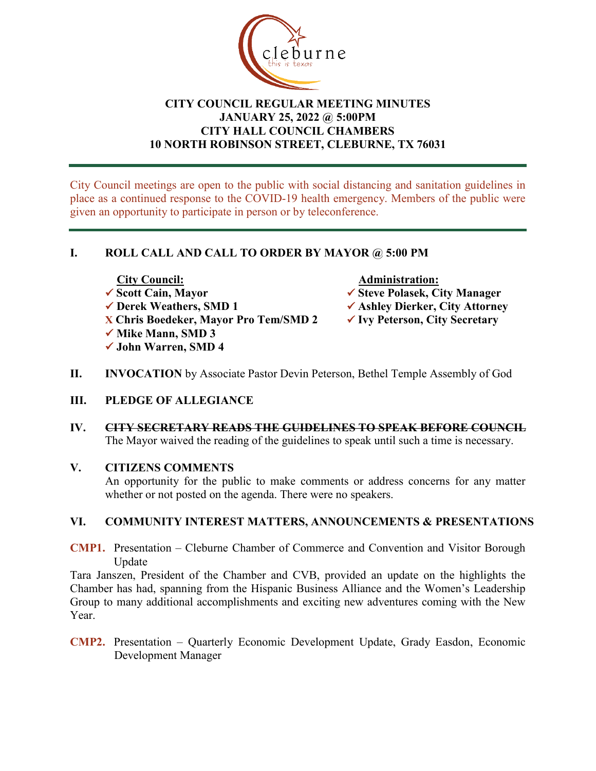# CITY COUNCIL REGULAR MEETING MINUTES
## JANUARY 25, 2022 @ 5:00PM
## CITY HALL COUNCIL CHAMBERS
## 10 NORTH ROBINSON STREET, CLEBURNE, TX 76031

City Council meetings are open to the public with social distancing and sanitation guidelines in place as a continued response to the COVID-19 health emergency. Members of the public were given an opportunity to participate in person or by teleconference.

## I. ROLL CALL AND CALL TO ORDER BY MAYOR @ 5:00 PM

**City Council:**
- ✓ **Scott Cain, Mayor**
- ✓ **Derek Weathers, SMD 1**
- X **Chris Boedeker, Mayor Pro Tem/SMD 2**
- ✓ **Mike Mann, SMD 3**
- ✓ **John Warren, SMD 4**

**Administration:**
- ✓ **Steve Polasek, City Manager**
- ✓ **Ashley Dierker, City Attorney**
- ✓ **Ivy Peterson, City Secretary**

## II. INVOCATION by Associate Pastor Devin Peterson, Bethel Temple Assembly of God

## III. PLEDGE OF ALLEGIANCE

## IV. ~~CITY SECRETARY READS THE GUIDELINES TO SPEAK BEFORE COUNCIL~~

The Mayor waived the reading of the guidelines to speak until such a time is necessary.

## V. CITIZENS COMMENTS

An opportunity for the public to make comments or address concerns for any matter whether or not posted on the agenda. There were no speakers.

## VI. COMMUNITY INTEREST MATTERS, ANNOUNCEMENTS & PRESENTATIONS

**CMP1.** Presentation – Cleburne Chamber of Commerce and Convention and Visitor Borough Update

Tara Janszen, President of the Chamber and CVB, provided an update on the highlights the Chamber has had, spanning from the Hispanic Business Alliance and the Women's Leadership Group to many additional accomplishments and exciting new adventures coming with the New Year.

**CMP2.** Presentation – Quarterly Economic Development Update, Grady Easdon, Economic Development Manager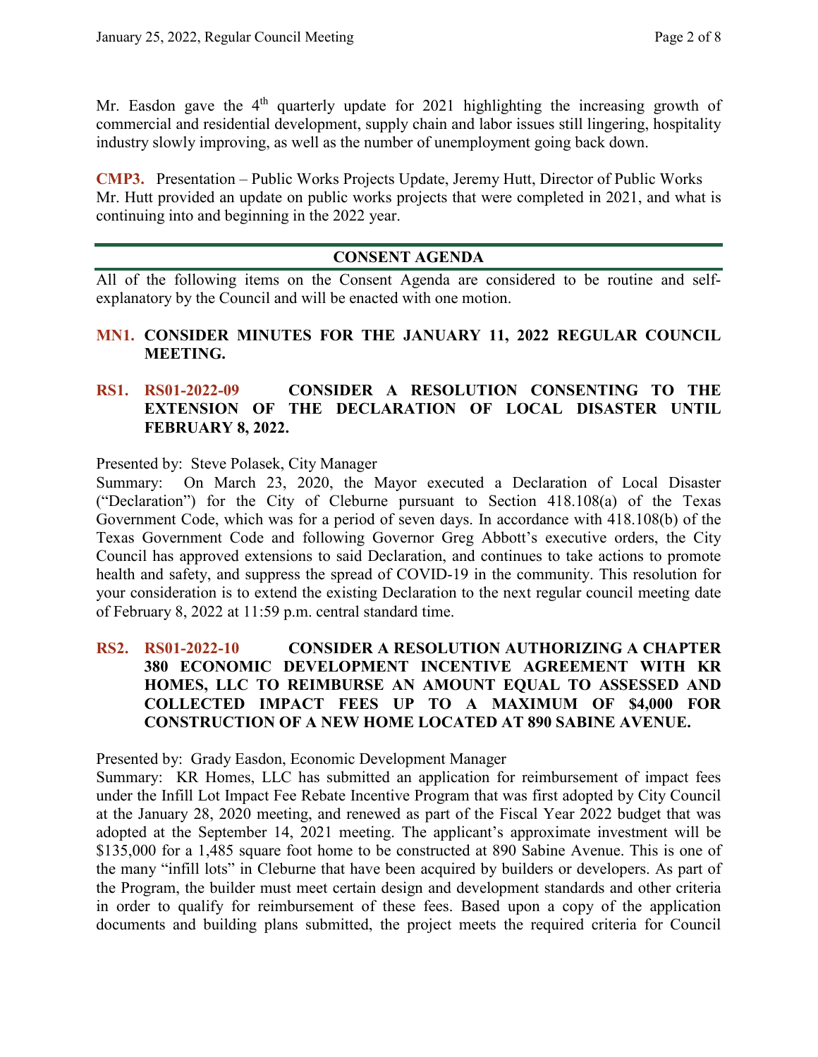Mr. Easdon gave the 4th quarterly update for 2021 highlighting the increasing growth of commercial and residential development, supply chain and labor issues still lingering, hospitality industry slowly improving, as well as the number of unemployment going back down.

**CMP3.** Presentation – Public Works Projects Update, Jeremy Hutt, Director of Public Works
Mr. Hutt provided an update on public works projects that were completed in 2021, and what is continuing into and beginning in the 2022 year.

## CONSENT AGENDA

All of the following items on the Consent Agenda are considered to be routine and self-explanatory by the Council and will be enacted with one motion.

**MN1. CONSIDER MINUTES FOR THE JANUARY 11, 2022 REGULAR COUNCIL MEETING.**

**RS1. RS01-2022-09 CONSIDER A RESOLUTION CONSENTING TO THE EXTENSION OF THE DECLARATION OF LOCAL DISASTER UNTIL FEBRUARY 8, 2022.**

Presented by: Steve Polasek, City Manager
Summary: On March 23, 2020, the Mayor executed a Declaration of Local Disaster ("Declaration") for the City of Cleburne pursuant to Section 418.108(a) of the Texas Government Code, which was for a period of seven days. In accordance with 418.108(b) of the Texas Government Code and following Governor Greg Abbott's executive orders, the City Council has approved extensions to said Declaration, and continues to take actions to promote health and safety, and suppress the spread of COVID-19 in the community. This resolution for your consideration is to extend the existing Declaration to the next regular council meeting date of February 8, 2022 at 11:59 p.m. central standard time.

**RS2. RS01-2022-10 CONSIDER A RESOLUTION AUTHORIZING A CHAPTER 380 ECONOMIC DEVELOPMENT INCENTIVE AGREEMENT WITH KR HOMES, LLC TO REIMBURSE AN AMOUNT EQUAL TO ASSESSED AND COLLECTED IMPACT FEES UP TO A MAXIMUM OF $4,000 FOR CONSTRUCTION OF A NEW HOME LOCATED AT 890 SABINE AVENUE.**

Presented by: Grady Easdon, Economic Development Manager
Summary: KR Homes, LLC has submitted an application for reimbursement of impact fees under the Infill Lot Impact Fee Rebate Incentive Program that was first adopted by City Council at the January 28, 2020 meeting, and renewed as part of the Fiscal Year 2022 budget that was adopted at the September 14, 2021 meeting. The applicant's approximate investment will be $135,000 for a 1,485 square foot home to be constructed at 890 Sabine Avenue. This is one of the many "infill lots" in Cleburne that have been acquired by builders or developers. As part of the Program, the builder must meet certain design and development standards and other criteria in order to qualify for reimbursement of these fees. Based upon a copy of the application documents and building plans submitted, the project meets the required criteria for Council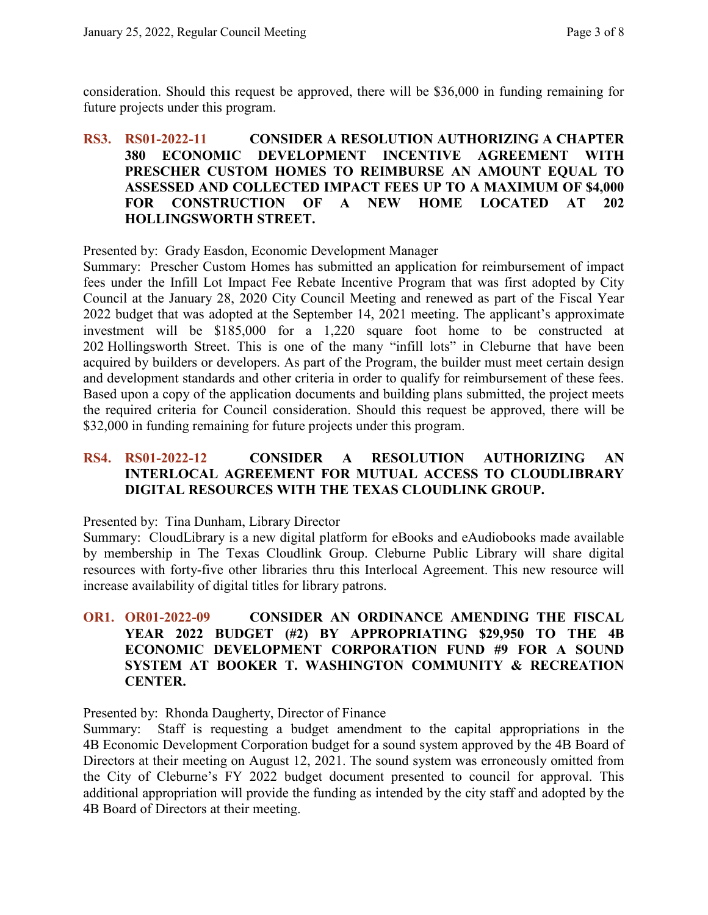consideration. Should this request be approved, there will be $36,000 in funding remaining for future projects under this program.

**RS3. RS01-2022-11 CONSIDER A RESOLUTION AUTHORIZING A CHAPTER 380 ECONOMIC DEVELOPMENT INCENTIVE AGREEMENT WITH PRESCHER CUSTOM HOMES TO REIMBURSE AN AMOUNT EQUAL TO ASSESSED AND COLLECTED IMPACT FEES UP TO A MAXIMUM OF $4,000 FOR CONSTRUCTION OF A NEW HOME LOCATED AT 202 HOLLINGSWORTH STREET.**

Presented by: Grady Easdon, Economic Development Manager

Summary: Prescher Custom Homes has submitted an application for reimbursement of impact fees under the Infill Lot Impact Fee Rebate Incentive Program that was first adopted by City Council at the January 28, 2020 City Council Meeting and renewed as part of the Fiscal Year 2022 budget that was adopted at the September 14, 2021 meeting. The applicant's approximate investment will be $185,000 for a 1,220 square foot home to be constructed at 202 Hollingsworth Street. This is one of the many "infill lots" in Cleburne that have been acquired by builders or developers. As part of the Program, the builder must meet certain design and development standards and other criteria in order to qualify for reimbursement of these fees. Based upon a copy of the application documents and building plans submitted, the project meets the required criteria for Council consideration. Should this request be approved, there will be $32,000 in funding remaining for future projects under this program.

**RS4. RS01-2022-12 CONSIDER A RESOLUTION AUTHORIZING AN INTERLOCAL AGREEMENT FOR MUTUAL ACCESS TO CLOUDLIBRARY DIGITAL RESOURCES WITH THE TEXAS CLOUDLINK GROUP.**

Presented by: Tina Dunham, Library Director

Summary: CloudLibrary is a new digital platform for eBooks and eAudiobooks made available by membership in The Texas Cloudlink Group. Cleburne Public Library will share digital resources with forty-five other libraries thru this Interlocal Agreement. This new resource will increase availability of digital titles for library patrons.

**OR1. OR01-2022-09 CONSIDER AN ORDINANCE AMENDING THE FISCAL YEAR 2022 BUDGET (#2) BY APPROPRIATING $29,950 TO THE 4B ECONOMIC DEVELOPMENT CORPORATION FUND #9 FOR A SOUND SYSTEM AT BOOKER T. WASHINGTON COMMUNITY & RECREATION CENTER.**

Presented by: Rhonda Daugherty, Director of Finance

Summary: Staff is requesting a budget amendment to the capital appropriations in the 4B Economic Development Corporation budget for a sound system approved by the 4B Board of Directors at their meeting on August 12, 2021. The sound system was erroneously omitted from the City of Cleburne's FY 2022 budget document presented to council for approval. This additional appropriation will provide the funding as intended by the city staff and adopted by the 4B Board of Directors at their meeting.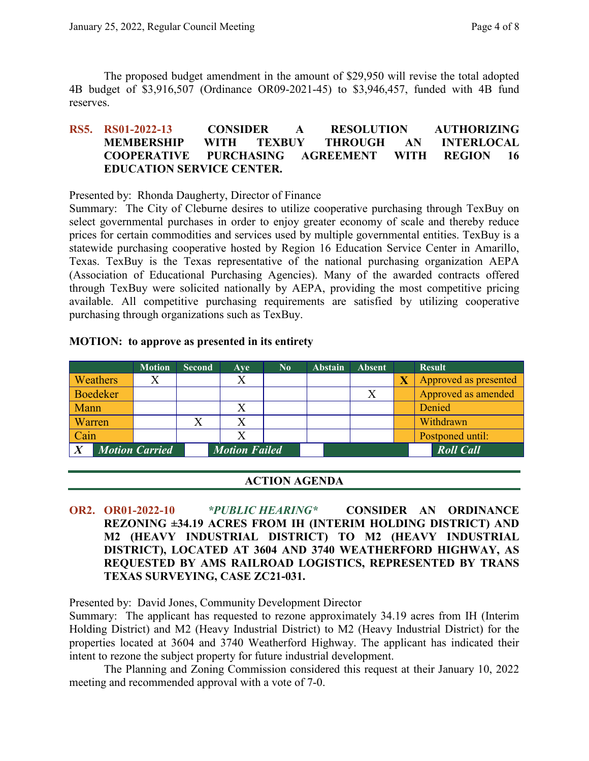The proposed budget amendment in the amount of $29,950 will revise the total adopted 4B budget of $3,916,507 (Ordinance OR09-2021-45) to $3,946,457, funded with 4B fund reserves.

### RS5. RS01-2022-13 CONSIDER A RESOLUTION AUTHORIZING MEMBERSHIP WITH TEXBUY THROUGH AN INTERLOCAL COOPERATIVE PURCHASING AGREEMENT WITH REGION 16 EDUCATION SERVICE CENTER.

Presented by: Rhonda Daugherty, Director of Finance

Summary: The City of Cleburne desires to utilize cooperative purchasing through TexBuy on select governmental purchases in order to enjoy greater economy of scale and thereby reduce prices for certain commodities and services used by multiple governmental entities. TexBuy is a statewide purchasing cooperative hosted by Region 16 Education Service Center in Amarillo, Texas. TexBuy is the Texas representative of the national purchasing organization AEPA (Association of Educational Purchasing Agencies). Many of the awarded contracts offered through TexBuy were solicited nationally by AEPA, providing the most competitive pricing available. All competitive purchasing requirements are satisfied by utilizing cooperative purchasing through organizations such as TexBuy.

**MOTION: to approve as presented in its entirety**

| | Motion | Second | Aye | No | Abstain | Absent | | Result |
|---|---|---|---|---|---|---|---|---|
| Weathers | X | | X | | | | X | Approved as presented |
| Boedeker | | | | | | X | | Approved as amended |
| Mann | | | X | | | | | Denied |
| Warren | | X | X | | | | | Withdrawn |
| Cain | | | X | | | | | Postponed until: |
| X | Motion Carried | | Motion Failed | | | | | Roll Call |

## ACTION AGENDA

### OR2. OR01-2022-10 *\*PUBLIC HEARING\** CONSIDER AN ORDINANCE REZONING ±34.19 ACRES FROM IH (INTERIM HOLDING DISTRICT) AND M2 (HEAVY INDUSTRIAL DISTRICT) TO M2 (HEAVY INDUSTRIAL DISTRICT), LOCATED AT 3604 AND 3740 WEATHERFORD HIGHWAY, AS REQUESTED BY AMS RAILROAD LOGISTICS, REPRESENTED BY TRANS TEXAS SURVEYING, CASE ZC21-031.

Presented by: David Jones, Community Development Director

Summary: The applicant has requested to rezone approximately 34.19 acres from IH (Interim Holding District) and M2 (Heavy Industrial District) to M2 (Heavy Industrial District) for the properties located at 3604 and 3740 Weatherford Highway. The applicant has indicated their intent to rezone the subject property for future industrial development.

The Planning and Zoning Commission considered this request at their January 10, 2022 meeting and recommended approval with a vote of 7-0.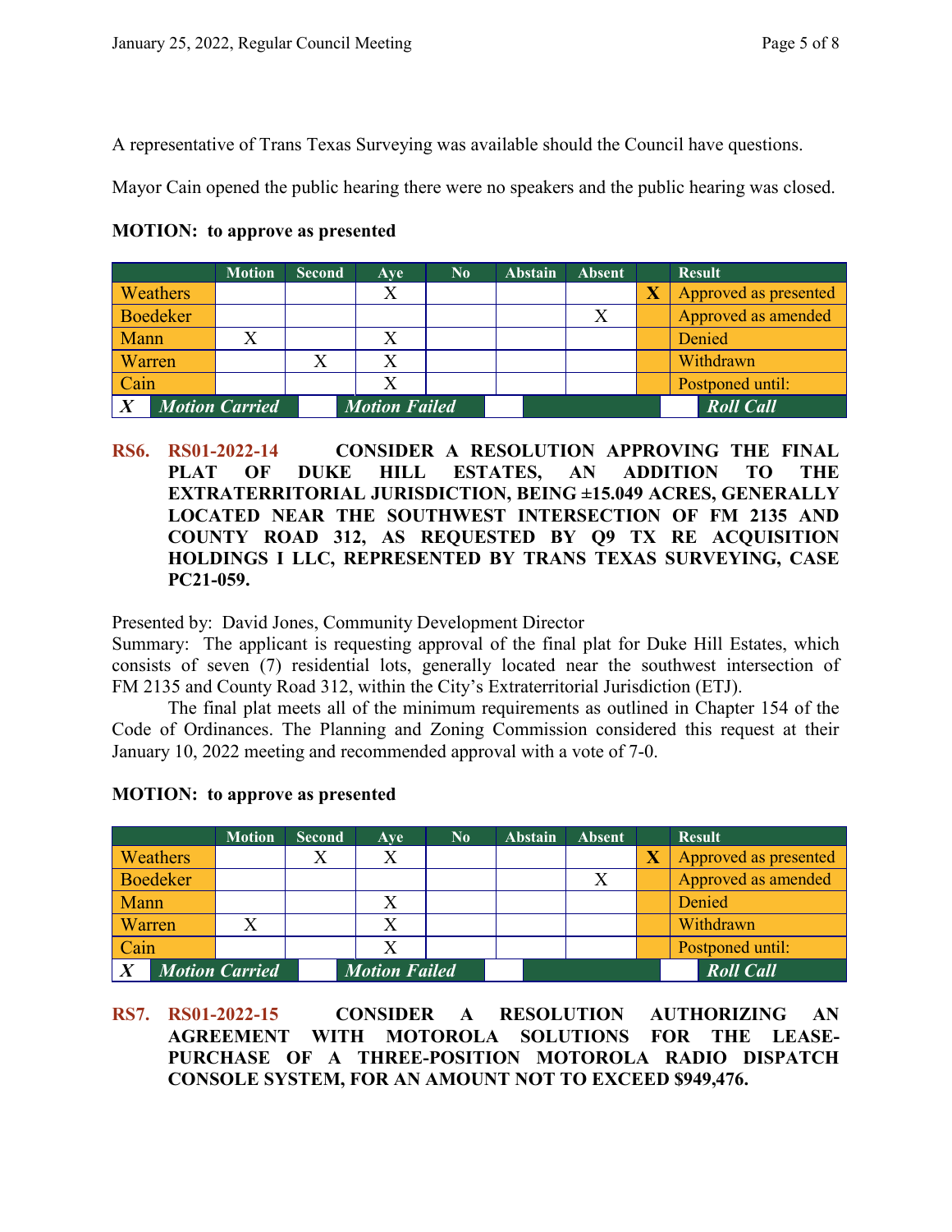A representative of Trans Texas Surveying was available should the Council have questions.

Mayor Cain opened the public hearing there were no speakers and the public hearing was closed.

**MOTION: to approve as presented**

| | Motion | Second | Aye | No | Abstain | Absent | | Result |
|---|---|---|---|---|---|---|---|---|
| Weathers | | | X | | | | X | Approved as presented |
| Boedeker | | | | | | X | | Approved as amended |
| Mann | X | | X | | | | | Denied |
| Warren | | X | X | | | | | Withdrawn |
| Cain | | | X | | | | | Postponed until: |
| *X* | *Motion Carried* | | *Motion Failed* | | | | | *Roll Call* |

**RS6. RS01-2022-14 CONSIDER A RESOLUTION APPROVING THE FINAL PLAT OF DUKE HILL ESTATES, AN ADDITION TO THE EXTRATERRITORIAL JURISDICTION, BEING ±15.049 ACRES, GENERALLY LOCATED NEAR THE SOUTHWEST INTERSECTION OF FM 2135 AND COUNTY ROAD 312, AS REQUESTED BY Q9 TX RE ACQUISITION HOLDINGS I LLC, REPRESENTED BY TRANS TEXAS SURVEYING, CASE PC21-059.**

Presented by: David Jones, Community Development Director
Summary: The applicant is requesting approval of the final plat for Duke Hill Estates, which consists of seven (7) residential lots, generally located near the southwest intersection of FM 2135 and County Road 312, within the City's Extraterritorial Jurisdiction (ETJ).

The final plat meets all of the minimum requirements as outlined in Chapter 154 of the Code of Ordinances. The Planning and Zoning Commission considered this request at their January 10, 2022 meeting and recommended approval with a vote of 7-0.

**MOTION: to approve as presented**

| | Motion | Second | Aye | No | Abstain | Absent | | Result |
|---|---|---|---|---|---|---|---|---|
| Weathers | | X | X | | | | X | Approved as presented |
| Boedeker | | | | | | X | | Approved as amended |
| Mann | | | X | | | | | Denied |
| Warren | X | | X | | | | | Withdrawn |
| Cain | | | X | | | | | Postponed until: |
| *X* | *Motion Carried* | | *Motion Failed* | | | | | *Roll Call* |

**RS7. RS01-2022-15 CONSIDER A RESOLUTION AUTHORIZING AN AGREEMENT WITH MOTOROLA SOLUTIONS FOR THE LEASE-PURCHASE OF A THREE-POSITION MOTOROLA RADIO DISPATCH CONSOLE SYSTEM, FOR AN AMOUNT NOT TO EXCEED $949,476.**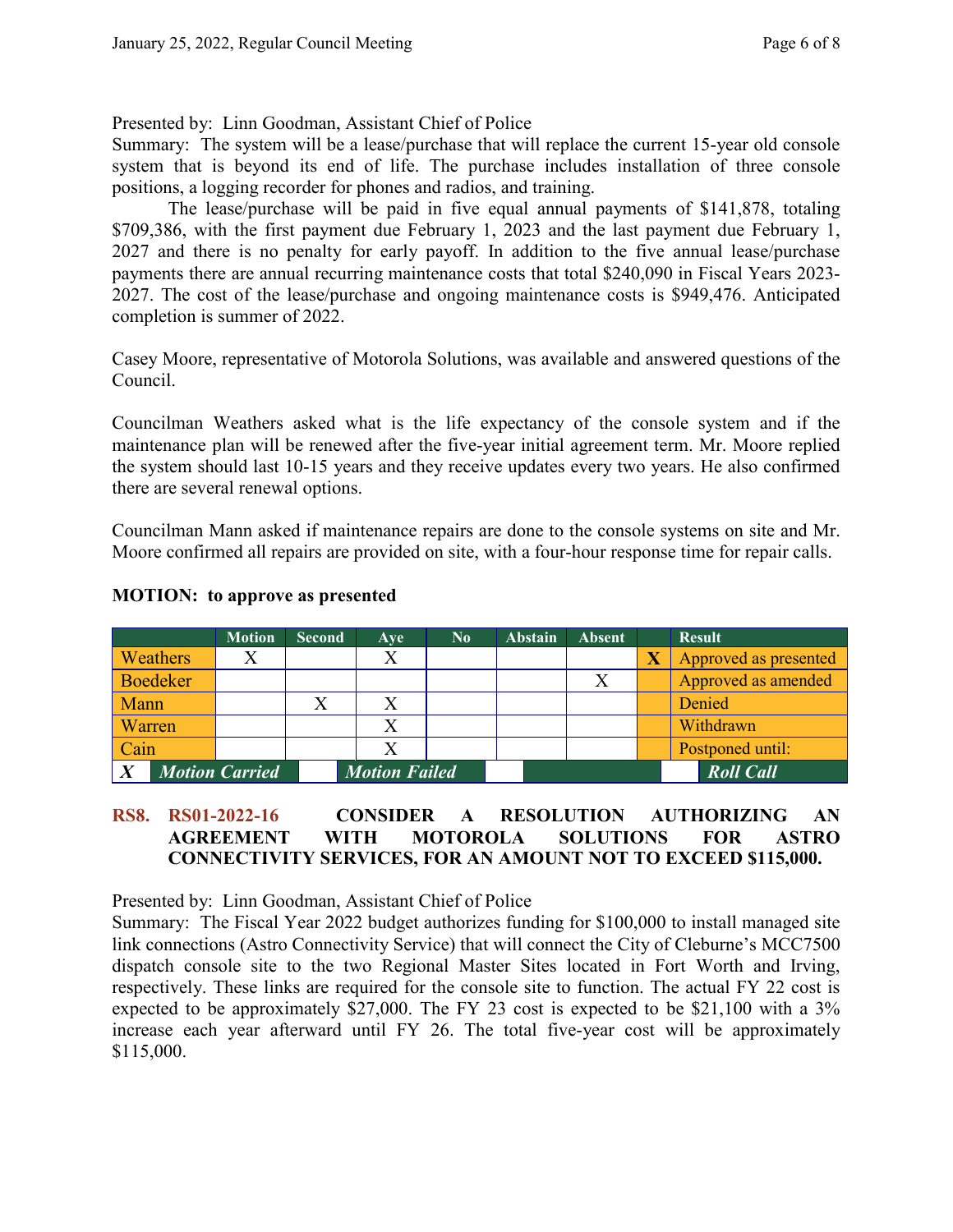Presented by: Linn Goodman, Assistant Chief of Police

Summary: The system will be a lease/purchase that will replace the current 15-year old console system that is beyond its end of life. The purchase includes installation of three console positions, a logging recorder for phones and radios, and training.

The lease/purchase will be paid in five equal annual payments of $141,878, totaling $709,386, with the first payment due February 1, 2023 and the last payment due February 1, 2027 and there is no penalty for early payoff. In addition to the five annual lease/purchase payments there are annual recurring maintenance costs that total $240,090 in Fiscal Years 2023-2027. The cost of the lease/purchase and ongoing maintenance costs is $949,476. Anticipated completion is summer of 2022.

Casey Moore, representative of Motorola Solutions, was available and answered questions of the Council.

Councilman Weathers asked what is the life expectancy of the console system and if the maintenance plan will be renewed after the five-year initial agreement term. Mr. Moore replied the system should last 10-15 years and they receive updates every two years. He also confirmed there are several renewal options.

Councilman Mann asked if maintenance repairs are done to the console systems on site and Mr. Moore confirmed all repairs are provided on site, with a four-hour response time for repair calls.

**MOTION: to approve as presented**

| | Motion | Second | Aye | No | Abstain | Absent | | Result |
|---|---|---|---|---|---|---|---|---|
| Weathers | X | | X | | | | X | Approved as presented |
| Boedeker | | | | | | X | | Approved as amended |
| Mann | | X | X | | | | | Denied |
| Warren | | | X | | | | | Withdrawn |
| Cain | | | X | | | | | Postponed until: |
| X | Motion Carried | | Motion Failed | | | | | Roll Call |

**RS8. RS01-2022-16 CONSIDER A RESOLUTION AUTHORIZING AN AGREEMENT WITH MOTOROLA SOLUTIONS FOR ASTRO CONNECTIVITY SERVICES, FOR AN AMOUNT NOT TO EXCEED $115,000.**

Presented by: Linn Goodman, Assistant Chief of Police

Summary: The Fiscal Year 2022 budget authorizes funding for $100,000 to install managed site link connections (Astro Connectivity Service) that will connect the City of Cleburne's MCC7500 dispatch console site to the two Regional Master Sites located in Fort Worth and Irving, respectively. These links are required for the console site to function. The actual FY 22 cost is expected to be approximately $27,000. The FY 23 cost is expected to be $21,100 with a 3% increase each year afterward until FY 26. The total five-year cost will be approximately $115,000.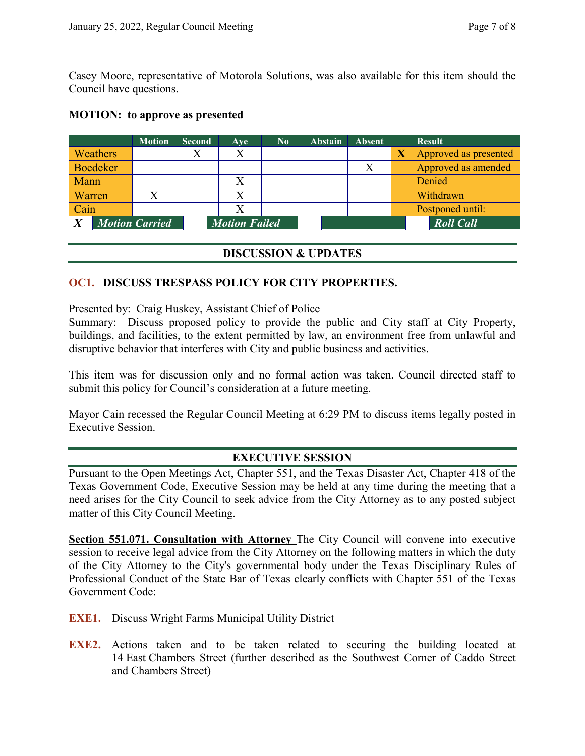Casey Moore, representative of Motorola Solutions, was also available for this item should the Council have questions.

**MOTION: to approve as presented**

| | Motion | Second | Aye | No | Abstain | Absent | | Result |
|---|---|---|---|---|---|---|---|---|
| Weathers | | X | X | | | | **X** | Approved as presented |
| Boedeker | | | | | | X | | Approved as amended |
| Mann | | | X | | | | | Denied |
| Warren | X | | X | | | | | Withdrawn |
| Cain | | | X | | | | | Postponed until: |
| ***X*** | ***Motion Carried*** | | ***Motion Failed*** | | | | | ***Roll Call*** |

## DISCUSSION & UPDATES

### OC1. DISCUSS TRESPASS POLICY FOR CITY PROPERTIES.

Presented by: Craig Huskey, Assistant Chief of Police
Summary: Discuss proposed policy to provide the public and City staff at City Property, buildings, and facilities, to the extent permitted by law, an environment free from unlawful and disruptive behavior that interferes with City and public business and activities.

This item was for discussion only and no formal action was taken. Council directed staff to submit this policy for Council's consideration at a future meeting.

Mayor Cain recessed the Regular Council Meeting at 6:29 PM to discuss items legally posted in Executive Session.

## EXECUTIVE SESSION

Pursuant to the Open Meetings Act, Chapter 551, and the Texas Disaster Act, Chapter 418 of the Texas Government Code, Executive Session may be held at any time during the meeting that a need arises for the City Council to seek advice from the City Attorney as to any posted subject matter of this City Council Meeting.

**Section 551.071. Consultation with Attorney** The City Council will convene into executive session to receive legal advice from the City Attorney on the following matters in which the duty of the City Attorney to the City's governmental body under the Texas Disciplinary Rules of Professional Conduct of the State Bar of Texas clearly conflicts with Chapter 551 of the Texas Government Code:

~~**EXE1.** Discuss Wright Farms Municipal Utility District~~

**EXE2.** Actions taken and to be taken related to securing the building located at 14 East Chambers Street (further described as the Southwest Corner of Caddo Street and Chambers Street)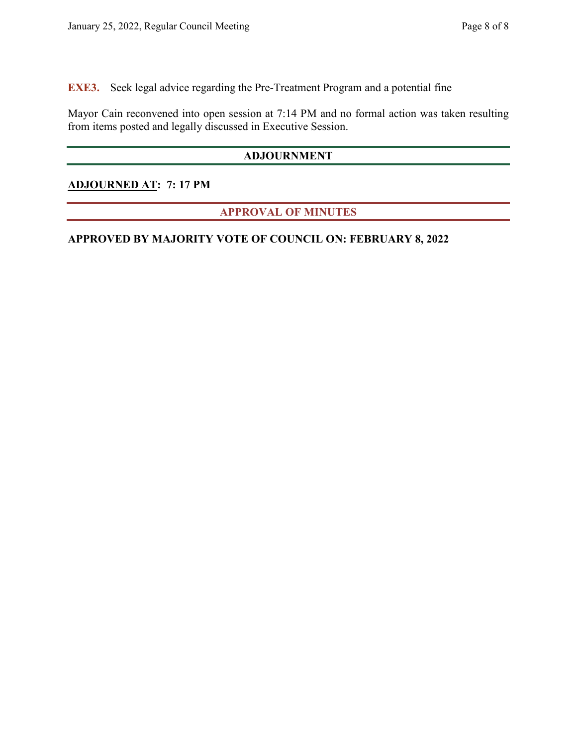**EXE3.** Seek legal advice regarding the Pre-Treatment Program and a potential fine

Mayor Cain reconvened into open session at 7:14 PM and no formal action was taken resulting from items posted and legally discussed in Executive Session.

## ADJOURNMENT

**ADJOURNED AT: 7: 17 PM**

## APPROVAL OF MINUTES

**APPROVED BY MAJORITY VOTE OF COUNCIL ON: FEBRUARY 8, 2022**